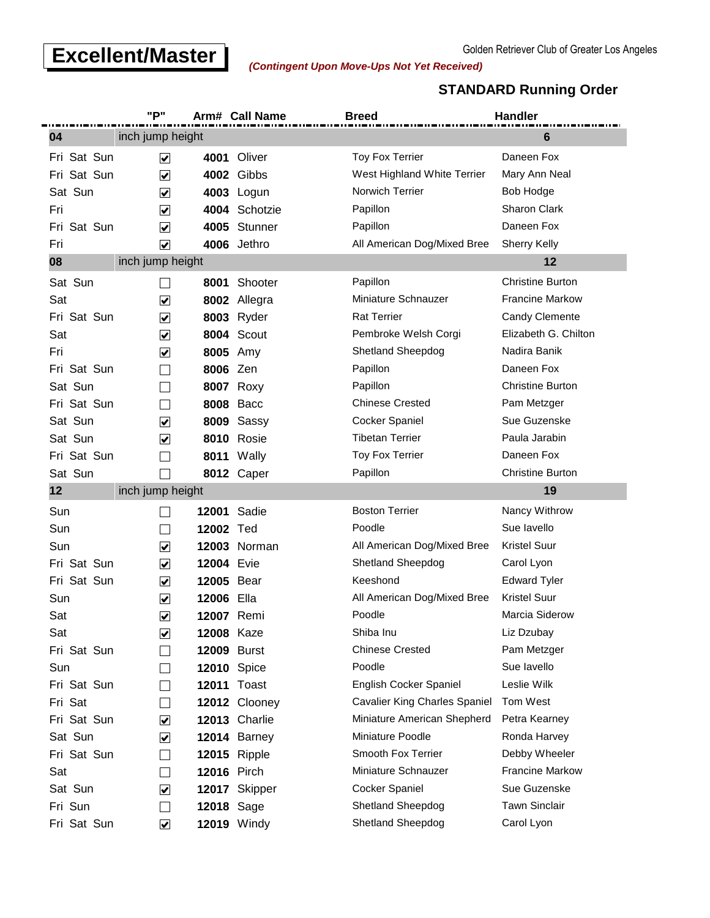# Excellent/Master

Golden Retriever Club of Greater Los Angeles

***(Contingent Upon Move-Ups Not Yet Received)***

## STANDARD Running Order

| | "P" | Arm# | Call Name | Breed | Handler |
|---|---|---|---|---|---|
| **04** | inch jump height | | | | **6** |
| Fri Sat Sun | ☑ | **4001** | Oliver | Toy Fox Terrier | Daneen Fox |
| Fri Sat Sun | ☑ | **4002** | Gibbs | West Highland White Terrier | Mary Ann Neal |
| Sat Sun | ☑ | **4003** | Logun | Norwich Terrier | Bob Hodge |
| Fri | ☑ | **4004** | Schotzie | Papillon | Sharon Clark |
| Fri Sat Sun | ☑ | **4005** | Stunner | Papillon | Daneen Fox |
| Fri | ☑ | **4006** | Jethro | All American Dog/Mixed Bree | Sherry Kelly |
| **08** | inch jump height | | | | **12** |
| Sat Sun | ☐ | **8001** | Shooter | Papillon | Christine Burton |
| Sat | ☑ | **8002** | Allegra | Miniature Schnauzer | Francine Markow |
| Fri Sat Sun | ☑ | **8003** | Ryder | Rat Terrier | Candy Clemente |
| Sat | ☑ | **8004** | Scout | Pembroke Welsh Corgi | Elizabeth G. Chilton |
| Fri | ☑ | **8005** | Amy | Shetland Sheepdog | Nadira Banik |
| Fri Sat Sun | ☐ | **8006** | Zen | Papillon | Daneen Fox |
| Sat Sun | ☐ | **8007** | Roxy | Papillon | Christine Burton |
| Fri Sat Sun | ☐ | **8008** | Bacc | Chinese Crested | Pam Metzger |
| Sat Sun | ☑ | **8009** | Sassy | Cocker Spaniel | Sue Guzenske |
| Sat Sun | ☑ | **8010** | Rosie | Tibetan Terrier | Paula Jarabin |
| Fri Sat Sun | ☐ | **8011** | Wally | Toy Fox Terrier | Daneen Fox |
| Sat Sun | ☐ | **8012** | Caper | Papillon | Christine Burton |
| **12** | inch jump height | | | | **19** |
| Sun | ☐ | **12001** | Sadie | Boston Terrier | Nancy Withrow |
| Sun | ☐ | **12002** | Ted | Poodle | Sue Iavello |
| Sun | ☑ | **12003** | Norman | All American Dog/Mixed Bree | Kristel Suur |
| Fri Sat Sun | ☑ | **12004** | Evie | Shetland Sheepdog | Carol Lyon |
| Fri Sat Sun | ☑ | **12005** | Bear | Keeshond | Edward Tyler |
| Sun | ☑ | **12006** | Ella | All American Dog/Mixed Bree | Kristel Suur |
| Sat | ☑ | **12007** | Remi | Poodle | Marcia Siderow |
| Sat | ☑ | **12008** | Kaze | Shiba Inu | Liz Dzubay |
| Fri Sat Sun | ☐ | **12009** | Burst | Chinese Crested | Pam Metzger |
| Sun | ☐ | **12010** | Spice | Poodle | Sue Iavello |
| Fri Sat Sun | ☐ | **12011** | Toast | English Cocker Spaniel | Leslie Wilk |
| Fri Sat | ☐ | **12012** | Clooney | Cavalier King Charles Spaniel | Tom West |
| Fri Sat Sun | ☑ | **12013** | Charlie | Miniature American Shepherd | Petra Kearney |
| Sat Sun | ☑ | **12014** | Barney | Miniature Poodle | Ronda Harvey |
| Fri Sat Sun | ☐ | **12015** | Ripple | Smooth Fox Terrier | Debby Wheeler |
| Sat | ☐ | **12016** | Pirch | Miniature Schnauzer | Francine Markow |
| Sat Sun | ☑ | **12017** | Skipper | Cocker Spaniel | Sue Guzenske |
| Fri Sun | ☐ | **12018** | Sage | Shetland Sheepdog | Tawn Sinclair |
| Fri Sat Sun | ☑ | **12019** | Windy | Shetland Sheepdog | Carol Lyon |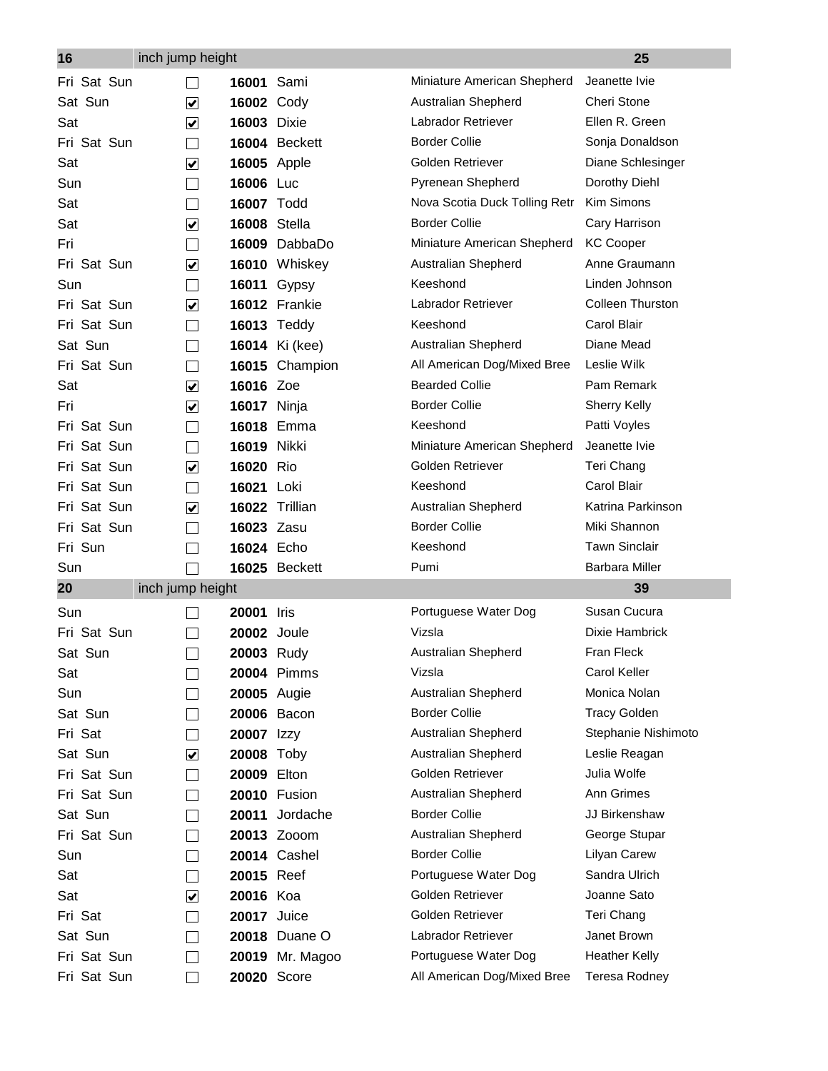| 16 | inch jump height | | | | | 25 |
|---|---|---|---|---|---|---|
| Fri Sat Sun | ☐ | **16001** | Sami | Miniature American Shepherd | Jeanette Ivie | |
| Sat Sun | ☑ | **16002** | Cody | Australian Shepherd | Cheri Stone | |
| Sat | ☑ | **16003** | Dixie | Labrador Retriever | Ellen R. Green | |
| Fri Sat Sun | ☐ | **16004** | Beckett | Border Collie | Sonja Donaldson | |
| Sat | ☑ | **16005** | Apple | Golden Retriever | Diane Schlesinger | |
| Sun | ☐ | **16006** | Luc | Pyrenean Shepherd | Dorothy Diehl | |
| Sat | ☐ | **16007** | Todd | Nova Scotia Duck Tolling Retr | Kim Simons | |
| Sat | ☑ | **16008** | Stella | Border Collie | Cary Harrison | |
| Fri | ☐ | **16009** | DabbaDo | Miniature American Shepherd | KC Cooper | |
| Fri Sat Sun | ☑ | **16010** | Whiskey | Australian Shepherd | Anne Graumann | |
| Sun | ☐ | **16011** | Gypsy | Keeshond | Linden Johnson | |
| Fri Sat Sun | ☑ | **16012** | Frankie | Labrador Retriever | Colleen Thurston | |
| Fri Sat Sun | ☐ | **16013** | Teddy | Keeshond | Carol Blair | |
| Sat Sun | ☐ | **16014** | Ki (kee) | Australian Shepherd | Diane Mead | |
| Fri Sat Sun | ☐ | **16015** | Champion | All American Dog/Mixed Bree | Leslie Wilk | |
| Sat | ☑ | **16016** | Zoe | Bearded Collie | Pam Remark | |
| Fri | ☑ | **16017** | Ninja | Border Collie | Sherry Kelly | |
| Fri Sat Sun | ☐ | **16018** | Emma | Keeshond | Patti Voyles | |
| Fri Sat Sun | ☐ | **16019** | Nikki | Miniature American Shepherd | Jeanette Ivie | |
| Fri Sat Sun | ☑ | **16020** | Rio | Golden Retriever | Teri Chang | |
| Fri Sat Sun | ☐ | **16021** | Loki | Keeshond | Carol Blair | |
| Fri Sat Sun | ☑ | **16022** | Trillian | Australian Shepherd | Katrina Parkinson | |
| Fri Sat Sun | ☐ | **16023** | Zasu | Border Collie | Miki Shannon | |
| Fri Sun | ☐ | **16024** | Echo | Keeshond | Tawn Sinclair | |
| Sun | ☐ | **16025** | Beckett | Pumi | Barbara Miller | |
| **20** | inch jump height | | | | | **39** |
| Sun | ☐ | **20001** | Iris | Portuguese Water Dog | Susan Cucura | |
| Fri Sat Sun | ☐ | **20002** | Joule | Vizsla | Dixie Hambrick | |
| Sat Sun | ☐ | **20003** | Rudy | Australian Shepherd | Fran Fleck | |
| Sat | ☐ | **20004** | Pimms | Vizsla | Carol Keller | |
| Sun | ☐ | **20005** | Augie | Australian Shepherd | Monica Nolan | |
| Sat Sun | ☐ | **20006** | Bacon | Border Collie | Tracy Golden | |
| Fri Sat | ☐ | **20007** | Izzy | Australian Shepherd | Stephanie Nishimoto | |
| Sat Sun | ☑ | **20008** | Toby | Australian Shepherd | Leslie Reagan | |
| Fri Sat Sun | ☐ | **20009** | Elton | Golden Retriever | Julia Wolfe | |
| Fri Sat Sun | ☐ | **20010** | Fusion | Australian Shepherd | Ann Grimes | |
| Sat Sun | ☐ | **20011** | Jordache | Border Collie | JJ Birkenshaw | |
| Fri Sat Sun | ☐ | **20013** | Zooom | Australian Shepherd | George Stupar | |
| Sun | ☐ | **20014** | Cashel | Border Collie | Lilyan Carew | |
| Sat | ☐ | **20015** | Reef | Portuguese Water Dog | Sandra Ulrich | |
| Sat | ☑ | **20016** | Koa | Golden Retriever | Joanne Sato | |
| Fri Sat | ☐ | **20017** | Juice | Golden Retriever | Teri Chang | |
| Sat Sun | ☐ | **20018** | Duane O | Labrador Retriever | Janet Brown | |
| Fri Sat Sun | ☐ | **20019** | Mr. Magoo | Portuguese Water Dog | Heather Kelly | |
| Fri Sat Sun | ☐ | **20020** | Score | All American Dog/Mixed Bree | Teresa Rodney | |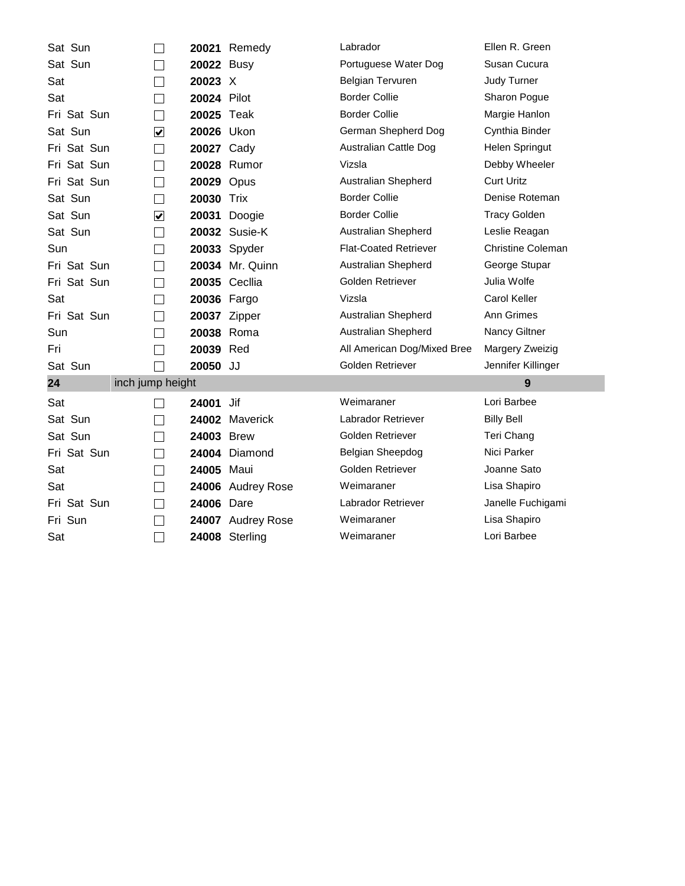| Days | Check | Number | Dog | Breed | Owner |
|---|---|---|---|---|---|
| Sat Sun | ☐ | **20021** | Remedy | Labrador | Ellen R. Green |
| Sat Sun | ☐ | **20022** | Busy | Portuguese Water Dog | Susan Cucura |
| Sat | ☐ | **20023** | X | Belgian Tervuren | Judy Turner |
| Sat | ☐ | **20024** | Pilot | Border Collie | Sharon Pogue |
| Fri Sat Sun | ☐ | **20025** | Teak | Border Collie | Margie Hanlon |
| Sat Sun | ☑ | **20026** | Ukon | German Shepherd Dog | Cynthia Binder |
| Fri Sat Sun | ☐ | **20027** | Cady | Australian Cattle Dog | Helen Springut |
| Fri Sat Sun | ☐ | **20028** | Rumor | Vizsla | Debby Wheeler |
| Fri Sat Sun | ☐ | **20029** | Opus | Australian Shepherd | Curt Uritz |
| Sat Sun | ☐ | **20030** | Trix | Border Collie | Denise Roteman |
| Sat Sun | ☑ | **20031** | Doogie | Border Collie | Tracy Golden |
| Sat Sun | ☐ | **20032** | Susie-K | Australian Shepherd | Leslie Reagan |
| Sun | ☐ | **20033** | Spyder | Flat-Coated Retriever | Christine Coleman |
| Fri Sat Sun | ☐ | **20034** | Mr. Quinn | Australian Shepherd | George Stupar |
| Fri Sat Sun | ☐ | **20035** | Cecllia | Golden Retriever | Julia Wolfe |
| Sat | ☐ | **20036** | Fargo | Vizsla | Carol Keller |
| Fri Sat Sun | ☐ | **20037** | Zipper | Australian Shepherd | Ann Grimes |
| Sun | ☐ | **20038** | Roma | Australian Shepherd | Nancy Giltner |
| Fri | ☐ | **20039** | Red | All American Dog/Mixed Bree | Margery Zweizig |
| Sat Sun | ☐ | **20050** | JJ | Golden Retriever | Jennifer Killinger |
| **24** | inch jump height | | | | **9** |
| Sat | ☐ | **24001** | Jif | Weimaraner | Lori Barbee |
| Sat Sun | ☐ | **24002** | Maverick | Labrador Retriever | Billy Bell |
| Sat Sun | ☐ | **24003** | Brew | Golden Retriever | Teri Chang |
| Fri Sat Sun | ☐ | **24004** | Diamond | Belgian Sheepdog | Nici Parker |
| Sat | ☐ | **24005** | Maui | Golden Retriever | Joanne Sato |
| Sat | ☐ | **24006** | Audrey Rose | Weimaraner | Lisa Shapiro |
| Fri Sat Sun | ☐ | **24006** | Dare | Labrador Retriever | Janelle Fuchigami |
| Fri Sun | ☐ | **24007** | Audrey Rose | Weimaraner | Lisa Shapiro |
| Sat | ☐ | **24008** | Sterling | Weimaraner | Lori Barbee |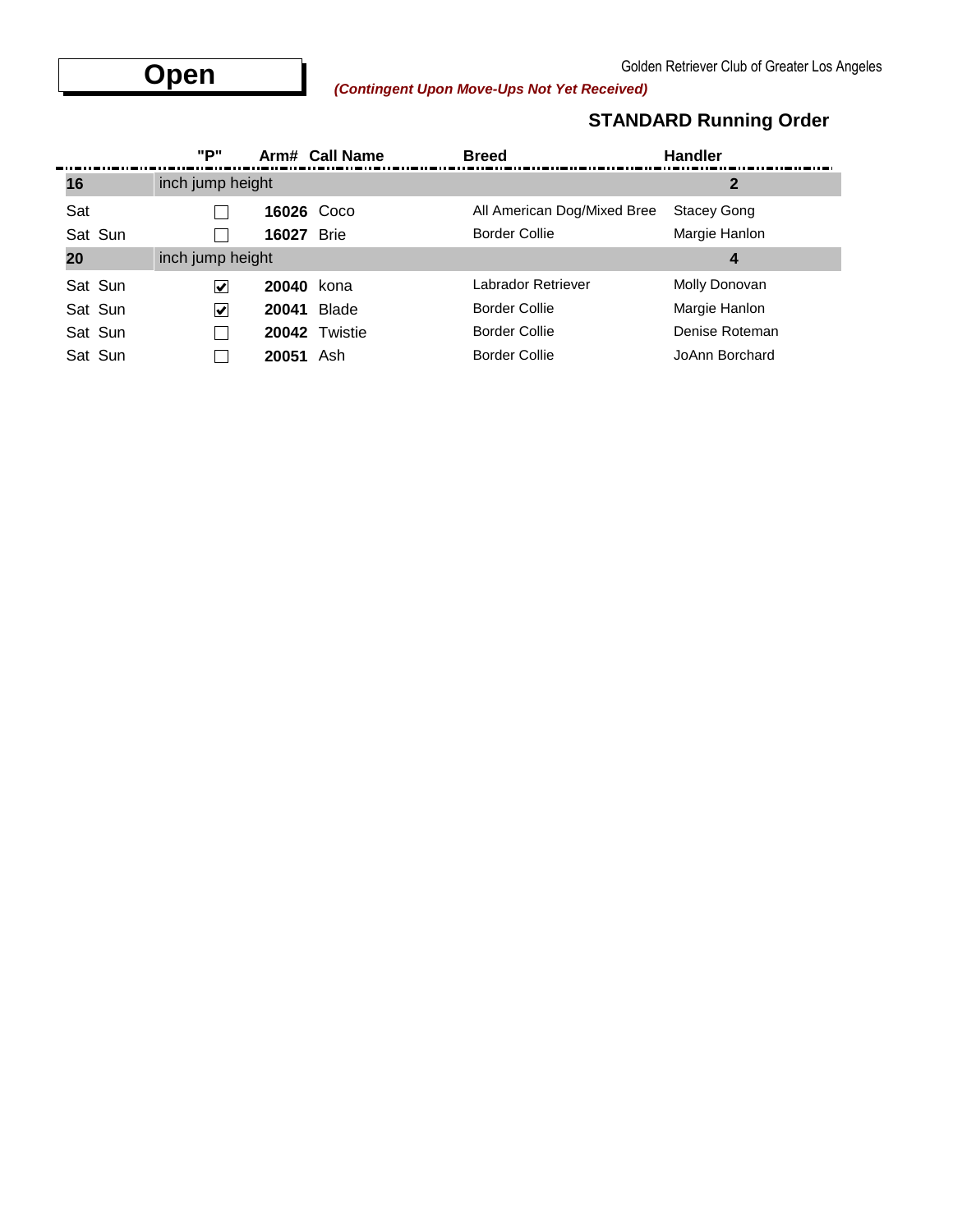# Open

Golden Retriever Club of Greater Los Angeles

***(Contingent Upon Move-Ups Not Yet Received)***

## STANDARD Running Order

| | "P" | Arm# | Call Name | Breed | Handler |
|---|---|---|---|---|---|
| **16** | inch jump height | | | | **2** |
| Sat | ☐ | **16026** | Coco | All American Dog/Mixed Bree | Stacey Gong |
| Sat Sun | ☐ | **16027** | Brie | Border Collie | Margie Hanlon |
| **20** | inch jump height | | | | **4** |
| Sat Sun | ☑ | **20040** | kona | Labrador Retriever | Molly Donovan |
| Sat Sun | ☑ | **20041** | Blade | Border Collie | Margie Hanlon |
| Sat Sun | ☐ | **20042** | Twistie | Border Collie | Denise Roteman |
| Sat Sun | ☐ | **20051** | Ash | Border Collie | JoAnn Borchard |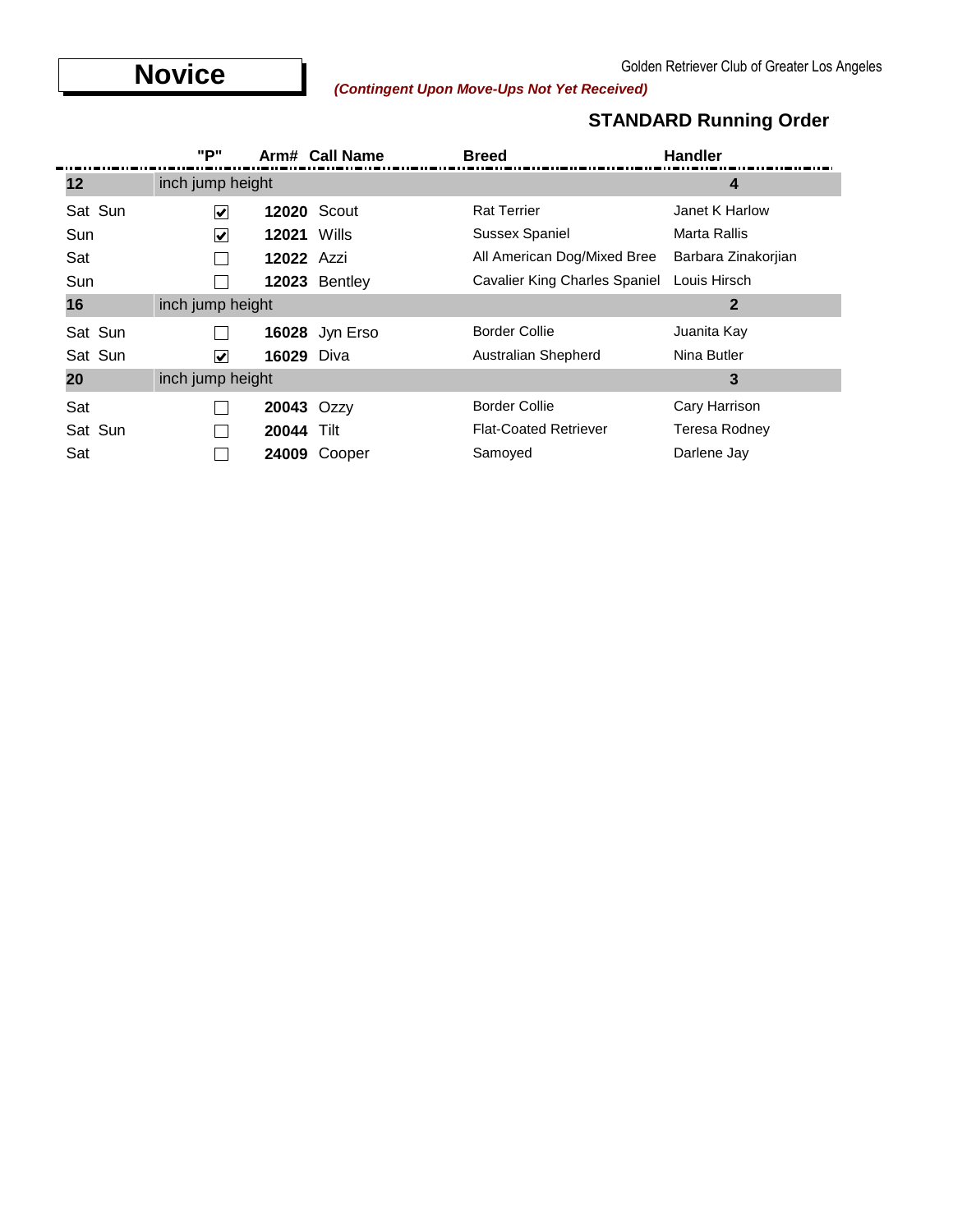# Novice

Golden Retriever Club of Greater Los Angeles

***(Contingent Upon Move-Ups Not Yet Received)***

## STANDARD Running Order

| | "P" | Arm# | Call Name | Breed | Handler |
|---|---|---|---|---|---|
| **12** | inch jump height | | | | **4** |
| Sat Sun | ☑ | **12020** | Scout | Rat Terrier | Janet K Harlow |
| Sun | ☑ | **12021** | Wills | Sussex Spaniel | Marta Rallis |
| Sat | ☐ | **12022** | Azzi | All American Dog/Mixed Bree | Barbara Zinakorjian |
| Sun | ☐ | **12023** | Bentley | Cavalier King Charles Spaniel | Louis Hirsch |
| **16** | inch jump height | | | | **2** |
| Sat Sun | ☐ | **16028** | Jyn Erso | Border Collie | Juanita Kay |
| Sat Sun | ☑ | **16029** | Diva | Australian Shepherd | Nina Butler |
| **20** | inch jump height | | | | **3** |
| Sat | ☐ | **20043** | Ozzy | Border Collie | Cary Harrison |
| Sat Sun | ☐ | **20044** | Tilt | Flat-Coated Retriever | Teresa Rodney |
| Sat | ☐ | **24009** | Cooper | Samoyed | Darlene Jay |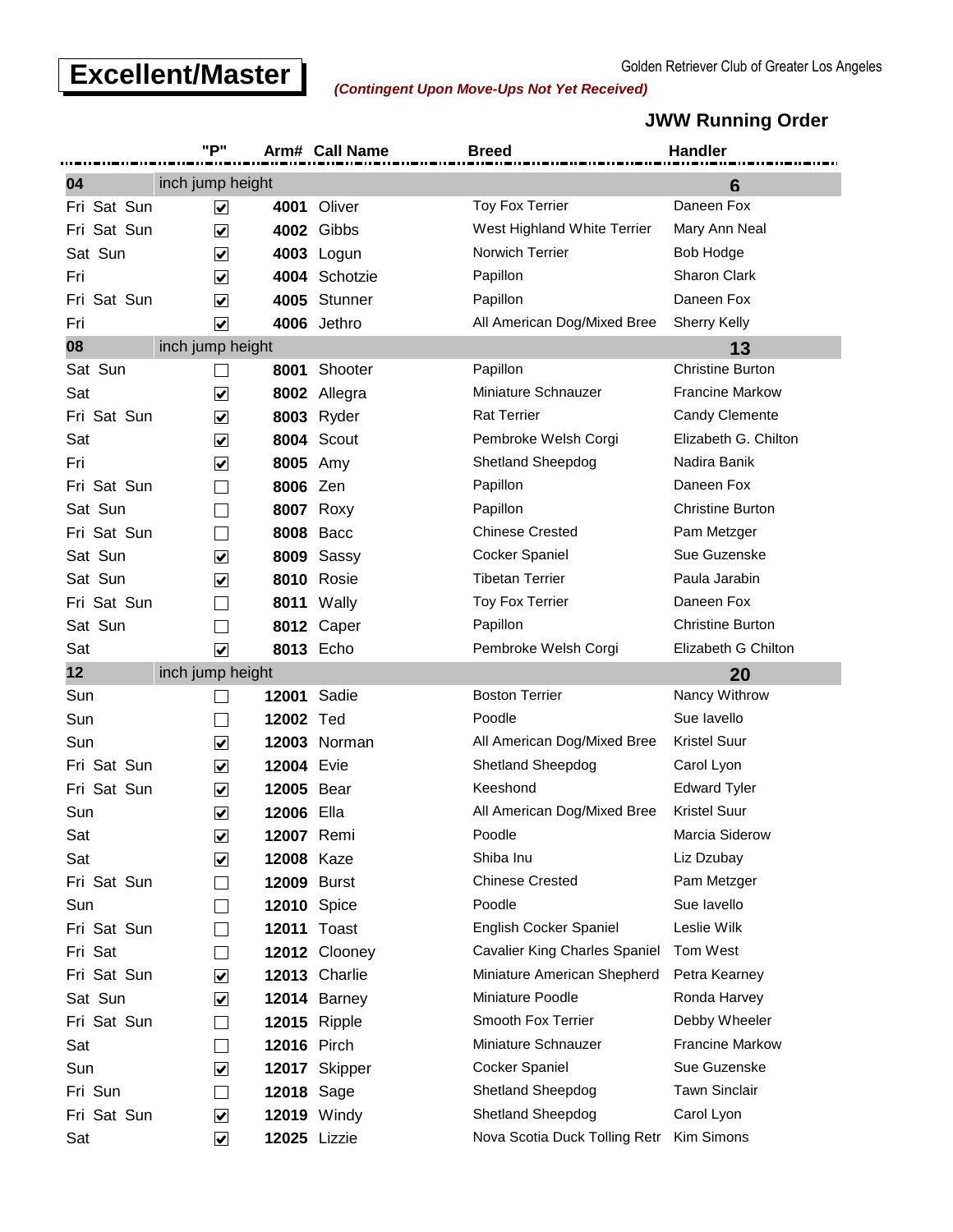# Excellent/Master

Golden Retriever Club of Greater Los Angeles

***(Contingent Upon Move-Ups Not Yet Received)***

## JWW Running Order

| | "P" | Arm# | Call Name | Breed | Handler |
|---|---|---|---|---|---|
| **04** | inch jump height | | | | **6** |
| Fri Sat Sun | ☑ | **4001** | Oliver | Toy Fox Terrier | Daneen Fox |
| Fri Sat Sun | ☑ | **4002** | Gibbs | West Highland White Terrier | Mary Ann Neal |
| Sat Sun | ☑ | **4003** | Logun | Norwich Terrier | Bob Hodge |
| Fri | ☑ | **4004** | Schotzie | Papillon | Sharon Clark |
| Fri Sat Sun | ☑ | **4005** | Stunner | Papillon | Daneen Fox |
| Fri | ☑ | **4006** | Jethro | All American Dog/Mixed Bree | Sherry Kelly |
| **08** | inch jump height | | | | **13** |
| Sat Sun | ☐ | **8001** | Shooter | Papillon | Christine Burton |
| Sat | ☑ | **8002** | Allegra | Miniature Schnauzer | Francine Markow |
| Fri Sat Sun | ☑ | **8003** | Ryder | Rat Terrier | Candy Clemente |
| Sat | ☑ | **8004** | Scout | Pembroke Welsh Corgi | Elizabeth G. Chilton |
| Fri | ☑ | **8005** | Amy | Shetland Sheepdog | Nadira Banik |
| Fri Sat Sun | ☐ | **8006** | Zen | Papillon | Daneen Fox |
| Sat Sun | ☐ | **8007** | Roxy | Papillon | Christine Burton |
| Fri Sat Sun | ☐ | **8008** | Bacc | Chinese Crested | Pam Metzger |
| Sat Sun | ☑ | **8009** | Sassy | Cocker Spaniel | Sue Guzenske |
| Sat Sun | ☑ | **8010** | Rosie | Tibetan Terrier | Paula Jarabin |
| Fri Sat Sun | ☐ | **8011** | Wally | Toy Fox Terrier | Daneen Fox |
| Sat Sun | ☐ | **8012** | Caper | Papillon | Christine Burton |
| Sat | ☑ | **8013** | Echo | Pembroke Welsh Corgi | Elizabeth G Chilton |
| **12** | inch jump height | | | | **20** |
| Sun | ☐ | **12001** | Sadie | Boston Terrier | Nancy Withrow |
| Sun | ☐ | **12002** | Ted | Poodle | Sue Iavello |
| Sun | ☑ | **12003** | Norman | All American Dog/Mixed Bree | Kristel Suur |
| Fri Sat Sun | ☑ | **12004** | Evie | Shetland Sheepdog | Carol Lyon |
| Fri Sat Sun | ☑ | **12005** | Bear | Keeshond | Edward Tyler |
| Sun | ☑ | **12006** | Ella | All American Dog/Mixed Bree | Kristel Suur |
| Sat | ☑ | **12007** | Remi | Poodle | Marcia Siderow |
| Sat | ☑ | **12008** | Kaze | Shiba Inu | Liz Dzubay |
| Fri Sat Sun | ☐ | **12009** | Burst | Chinese Crested | Pam Metzger |
| Sun | ☐ | **12010** | Spice | Poodle | Sue Iavello |
| Fri Sat Sun | ☐ | **12011** | Toast | English Cocker Spaniel | Leslie Wilk |
| Fri Sat | ☐ | **12012** | Clooney | Cavalier King Charles Spaniel | Tom West |
| Fri Sat Sun | ☑ | **12013** | Charlie | Miniature American Shepherd | Petra Kearney |
| Sat Sun | ☑ | **12014** | Barney | Miniature Poodle | Ronda Harvey |
| Fri Sat Sun | ☐ | **12015** | Ripple | Smooth Fox Terrier | Debby Wheeler |
| Sat | ☐ | **12016** | Pirch | Miniature Schnauzer | Francine Markow |
| Sun | ☑ | **12017** | Skipper | Cocker Spaniel | Sue Guzenske |
| Fri Sun | ☐ | **12018** | Sage | Shetland Sheepdog | Tawn Sinclair |
| Fri Sat Sun | ☑ | **12019** | Windy | Shetland Sheepdog | Carol Lyon |
| Sat | ☑ | **12025** | Lizzie | Nova Scotia Duck Tolling Retr | Kim Simons |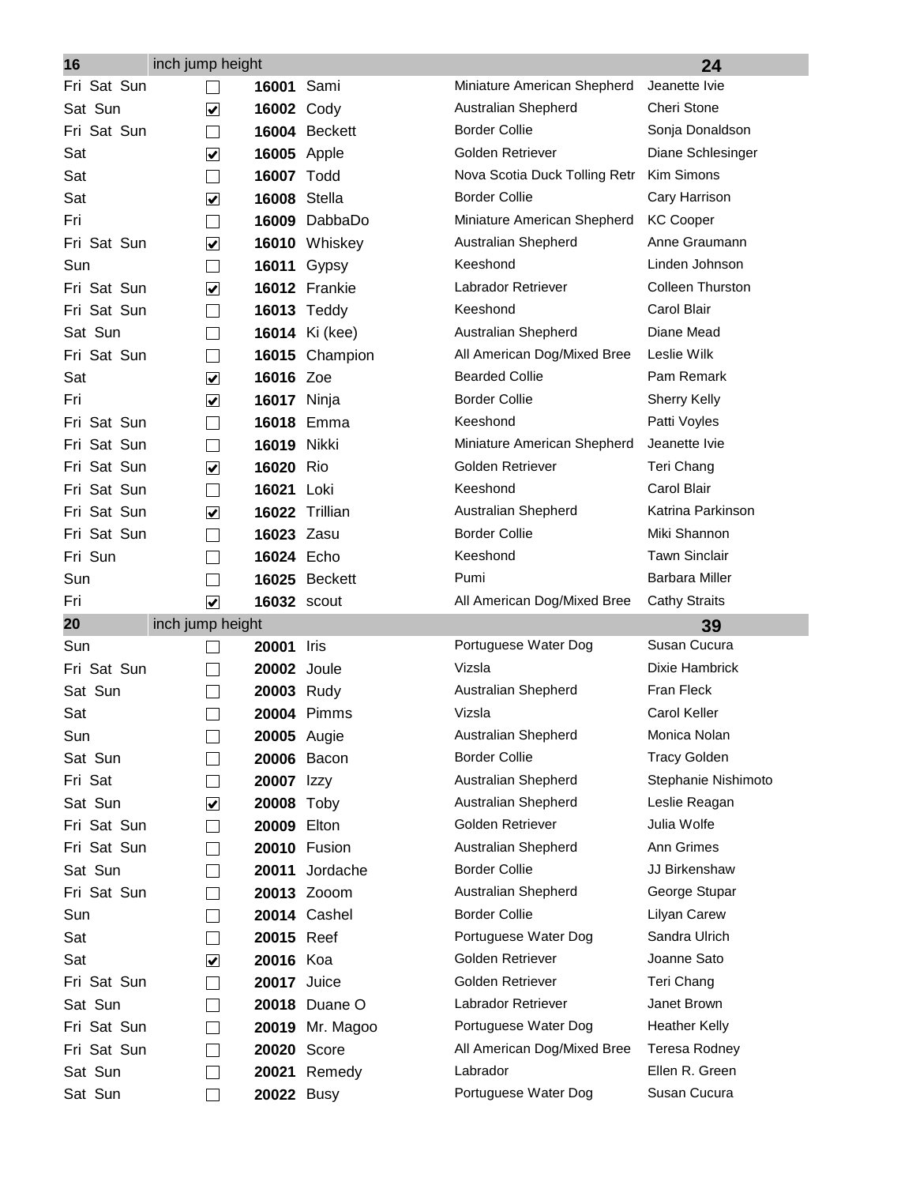| 16 | inch jump height | | | | | 24 |
|---|---|---|---|---|---|---|
| Fri Sat Sun | ☐ | 16001 | Sami | Miniature American Shepherd | Jeanette Ivie | |
| Sat Sun | ☑ | 16002 | Cody | Australian Shepherd | Cheri Stone | |
| Fri Sat Sun | ☐ | 16004 | Beckett | Border Collie | Sonja Donaldson | |
| Sat | ☑ | 16005 | Apple | Golden Retriever | Diane Schlesinger | |
| Sat | ☐ | 16007 | Todd | Nova Scotia Duck Tolling Retr | Kim Simons | |
| Sat | ☑ | 16008 | Stella | Border Collie | Cary Harrison | |
| Fri | ☐ | 16009 | DabbaDo | Miniature American Shepherd | KC Cooper | |
| Fri Sat Sun | ☑ | 16010 | Whiskey | Australian Shepherd | Anne Graumann | |
| Sun | ☐ | 16011 | Gypsy | Keeshond | Linden Johnson | |
| Fri Sat Sun | ☑ | 16012 | Frankie | Labrador Retriever | Colleen Thurston | |
| Fri Sat Sun | ☐ | 16013 | Teddy | Keeshond | Carol Blair | |
| Sat Sun | ☐ | 16014 | Ki (kee) | Australian Shepherd | Diane Mead | |
| Fri Sat Sun | ☐ | 16015 | Champion | All American Dog/Mixed Bree | Leslie Wilk | |
| Sat | ☑ | 16016 | Zoe | Bearded Collie | Pam Remark | |
| Fri | ☑ | 16017 | Ninja | Border Collie | Sherry Kelly | |
| Fri Sat Sun | ☐ | 16018 | Emma | Keeshond | Patti Voyles | |
| Fri Sat Sun | ☐ | 16019 | Nikki | Miniature American Shepherd | Jeanette Ivie | |
| Fri Sat Sun | ☑ | 16020 | Rio | Golden Retriever | Teri Chang | |
| Fri Sat Sun | ☐ | 16021 | Loki | Keeshond | Carol Blair | |
| Fri Sat Sun | ☑ | 16022 | Trillian | Australian Shepherd | Katrina Parkinson | |
| Fri Sat Sun | ☐ | 16023 | Zasu | Border Collie | Miki Shannon | |
| Fri Sun | ☐ | 16024 | Echo | Keeshond | Tawn Sinclair | |
| Sun | ☐ | 16025 | Beckett | Pumi | Barbara Miller | |
| Fri | ☑ | 16032 | scout | All American Dog/Mixed Bree | Cathy Straits | |
| **20** | **inch jump height** | | | | | **39** |
| Sun | ☐ | 20001 | Iris | Portuguese Water Dog | Susan Cucura | |
| Fri Sat Sun | ☐ | 20002 | Joule | Vizsla | Dixie Hambrick | |
| Sat Sun | ☐ | 20003 | Rudy | Australian Shepherd | Fran Fleck | |
| Sat | ☐ | 20004 | Pimms | Vizsla | Carol Keller | |
| Sun | ☐ | 20005 | Augie | Australian Shepherd | Monica Nolan | |
| Sat Sun | ☐ | 20006 | Bacon | Border Collie | Tracy Golden | |
| Fri Sat | ☐ | 20007 | Izzy | Australian Shepherd | Stephanie Nishimoto | |
| Sat Sun | ☑ | 20008 | Toby | Australian Shepherd | Leslie Reagan | |
| Fri Sat Sun | ☐ | 20009 | Elton | Golden Retriever | Julia Wolfe | |
| Fri Sat Sun | ☐ | 20010 | Fusion | Australian Shepherd | Ann Grimes | |
| Sat Sun | ☐ | 20011 | Jordache | Border Collie | JJ Birkenshaw | |
| Fri Sat Sun | ☐ | 20013 | Zooom | Australian Shepherd | George Stupar | |
| Sun | ☐ | 20014 | Cashel | Border Collie | Lilyan Carew | |
| Sat | ☐ | 20015 | Reef | Portuguese Water Dog | Sandra Ulrich | |
| Sat | ☑ | 20016 | Koa | Golden Retriever | Joanne Sato | |
| Fri Sat Sun | ☐ | 20017 | Juice | Golden Retriever | Teri Chang | |
| Sat Sun | ☐ | 20018 | Duane O | Labrador Retriever | Janet Brown | |
| Fri Sat Sun | ☐ | 20019 | Mr. Magoo | Portuguese Water Dog | Heather Kelly | |
| Fri Sat Sun | ☐ | 20020 | Score | All American Dog/Mixed Bree | Teresa Rodney | |
| Sat Sun | ☐ | 20021 | Remedy | Labrador | Ellen R. Green | |
| Sat Sun | ☐ | 20022 | Busy | Portuguese Water Dog | Susan Cucura | |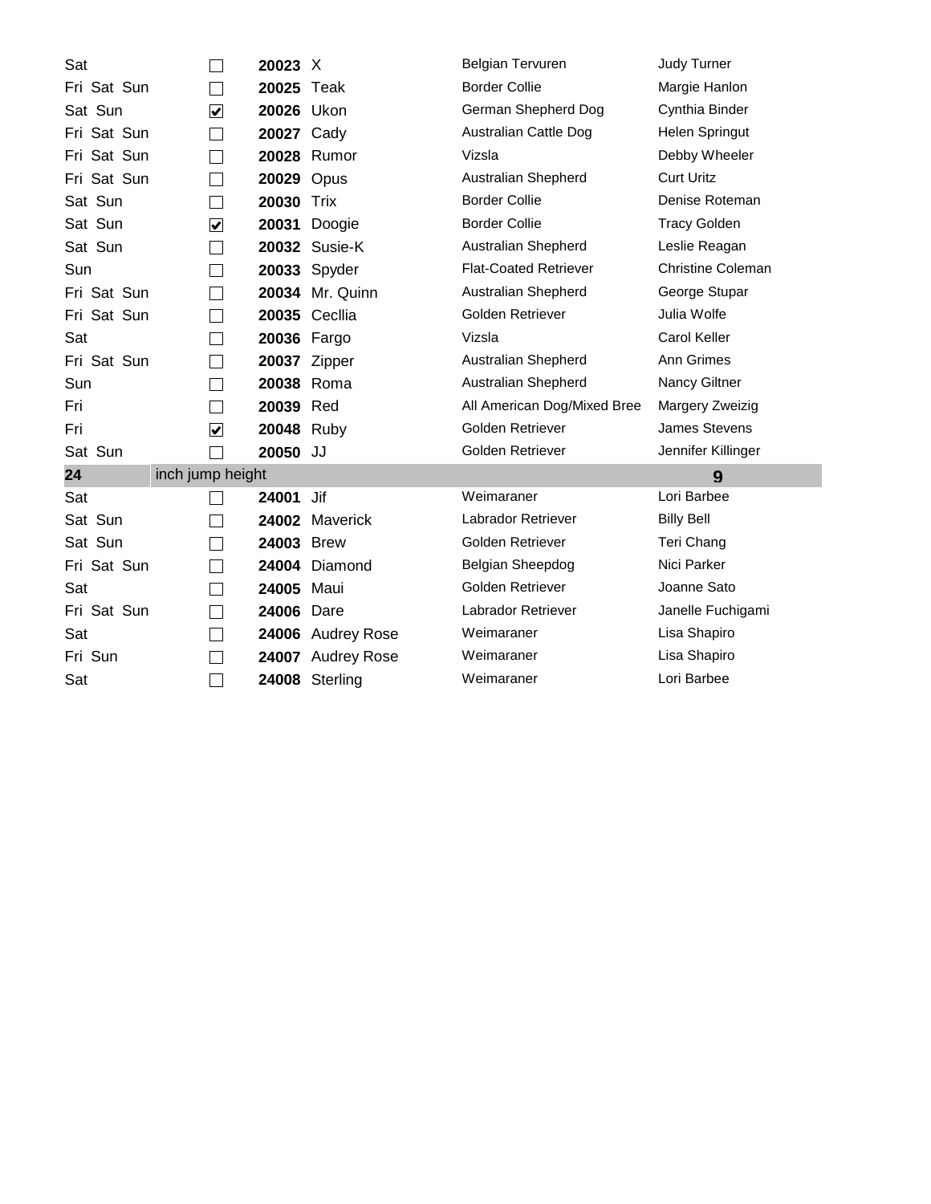| Days | Checked | Number | Dog | Breed | Handler |
|---|---|---|---|---|---|
| Sat | ☐ | **20023** | X | Belgian Tervuren | Judy Turner |
| Fri Sat Sun | ☐ | **20025** | Teak | Border Collie | Margie Hanlon |
| Sat Sun | ☑ | **20026** | Ukon | German Shepherd Dog | Cynthia Binder |
| Fri Sat Sun | ☐ | **20027** | Cady | Australian Cattle Dog | Helen Springut |
| Fri Sat Sun | ☐ | **20028** | Rumor | Vizsla | Debby Wheeler |
| Fri Sat Sun | ☐ | **20029** | Opus | Australian Shepherd | Curt Uritz |
| Sat Sun | ☐ | **20030** | Trix | Border Collie | Denise Roteman |
| Sat Sun | ☑ | **20031** | Doogie | Border Collie | Tracy Golden |
| Sat Sun | ☐ | **20032** | Susie-K | Australian Shepherd | Leslie Reagan |
| Sun | ☐ | **20033** | Spyder | Flat-Coated Retriever | Christine Coleman |
| Fri Sat Sun | ☐ | **20034** | Mr. Quinn | Australian Shepherd | George Stupar |
| Fri Sat Sun | ☐ | **20035** | Cecllia | Golden Retriever | Julia Wolfe |
| Sat | ☐ | **20036** | Fargo | Vizsla | Carol Keller |
| Fri Sat Sun | ☐ | **20037** | Zipper | Australian Shepherd | Ann Grimes |
| Sun | ☐ | **20038** | Roma | Australian Shepherd | Nancy Giltner |
| Fri | ☐ | **20039** | Red | All American Dog/Mixed Bree | Margery Zweizig |
| Fri | ☑ | **20048** | Ruby | Golden Retriever | James Stevens |
| Sat Sun | ☐ | **20050** | JJ | Golden Retriever | Jennifer Killinger |
| **24** | inch jump height | | | | **9** |
| Sat | ☐ | **24001** | Jif | Weimaraner | Lori Barbee |
| Sat Sun | ☐ | **24002** | Maverick | Labrador Retriever | Billy Bell |
| Sat Sun | ☐ | **24003** | Brew | Golden Retriever | Teri Chang |
| Fri Sat Sun | ☐ | **24004** | Diamond | Belgian Sheepdog | Nici Parker |
| Sat | ☐ | **24005** | Maui | Golden Retriever | Joanne Sato |
| Fri Sat Sun | ☐ | **24006** | Dare | Labrador Retriever | Janelle Fuchigami |
| Sat | ☐ | **24006** | Audrey Rose | Weimaraner | Lisa Shapiro |
| Fri Sun | ☐ | **24007** | Audrey Rose | Weimaraner | Lisa Shapiro |
| Sat | ☐ | **24008** | Sterling | Weimaraner | Lori Barbee |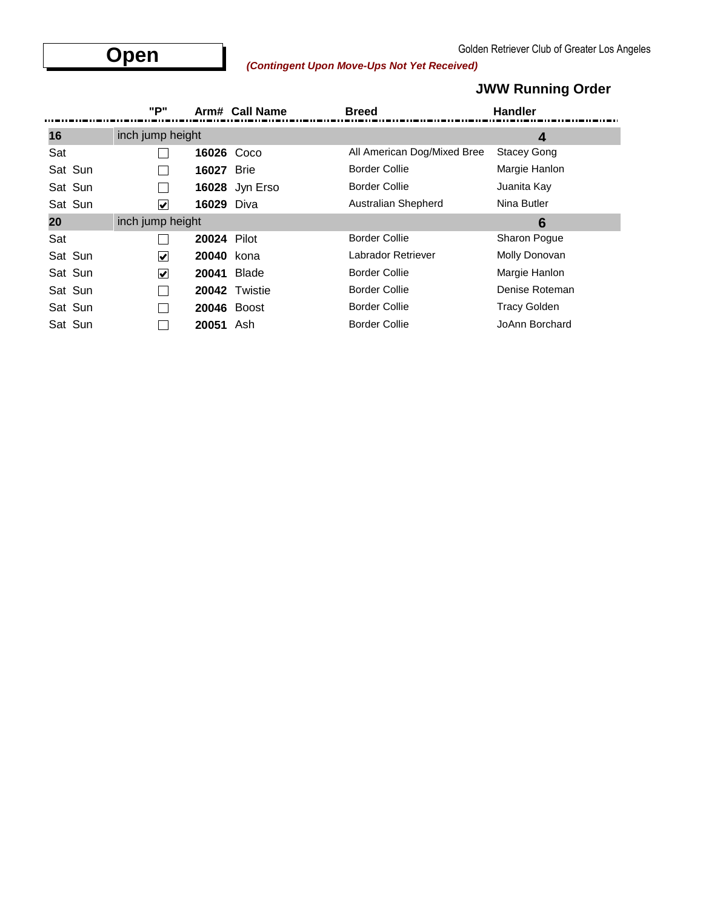# Open

Golden Retriever Club of Greater Los Angeles

***(Contingent Upon Move-Ups Not Yet Received)***

## JWW Running Order

| | "P" | Arm# | Call Name | Breed | Handler |
|---|---|---|---|---|---|
| **16** | inch jump height | | | | **4** |
| Sat | ☐ | **16026** | Coco | All American Dog/Mixed Bree | Stacey Gong |
| Sat Sun | ☐ | **16027** | Brie | Border Collie | Margie Hanlon |
| Sat Sun | ☐ | **16028** | Jyn Erso | Border Collie | Juanita Kay |
| Sat Sun | ☑ | **16029** | Diva | Australian Shepherd | Nina Butler |
| **20** | inch jump height | | | | **6** |
| Sat | ☐ | **20024** | Pilot | Border Collie | Sharon Pogue |
| Sat Sun | ☑ | **20040** | kona | Labrador Retriever | Molly Donovan |
| Sat Sun | ☑ | **20041** | Blade | Border Collie | Margie Hanlon |
| Sat Sun | ☐ | **20042** | Twistie | Border Collie | Denise Roteman |
| Sat Sun | ☐ | **20046** | Boost | Border Collie | Tracy Golden |
| Sat Sun | ☐ | **20051** | Ash | Border Collie | JoAnn Borchard |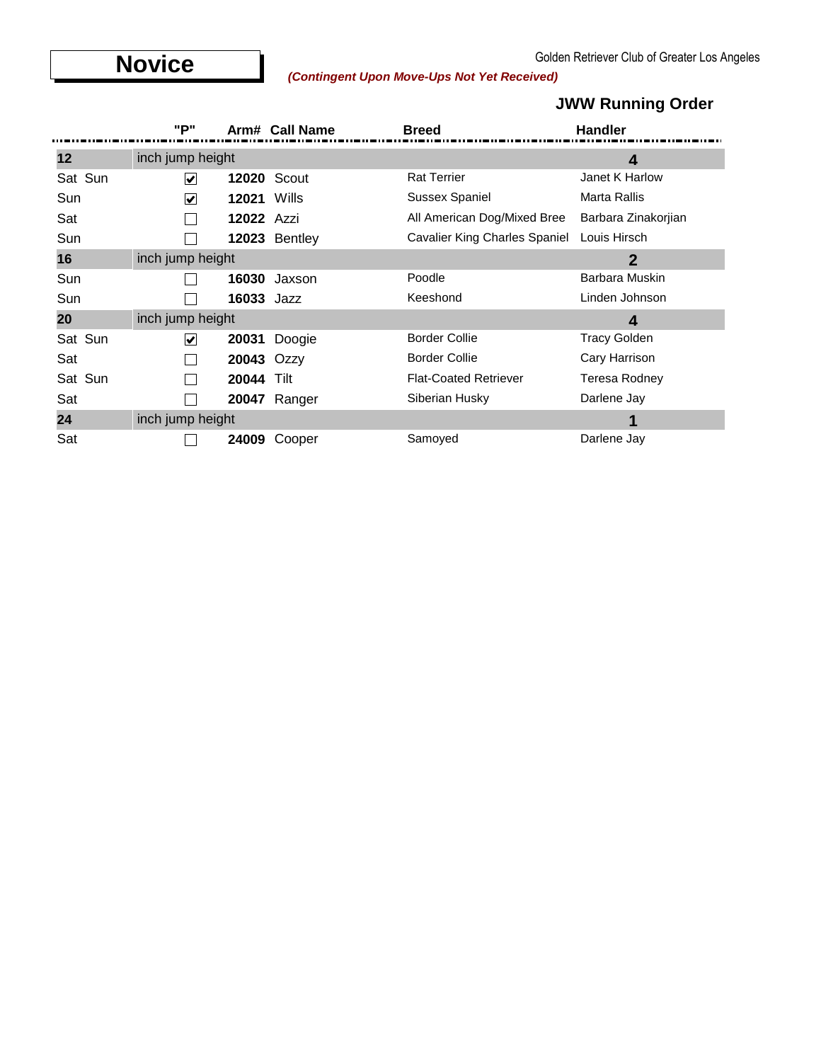# Novice

Golden Retriever Club of Greater Los Angeles

***(Contingent Upon Move-Ups Not Yet Received)***

## JWW Running Order

| | "P" | Arm# | Call Name | Breed | Handler |
|---|---|---|---|---|---|
| **12** | inch jump height | | | | **4** |
| Sat Sun | ☑ | **12020** | Scout | Rat Terrier | Janet K Harlow |
| Sun | ☑ | **12021** | Wills | Sussex Spaniel | Marta Rallis |
| Sat | ☐ | **12022** | Azzi | All American Dog/Mixed Bree | Barbara Zinakorjian |
| Sun | ☐ | **12023** | Bentley | Cavalier King Charles Spaniel | Louis Hirsch |
| **16** | inch jump height | | | | **2** |
| Sun | ☐ | **16030** | Jaxson | Poodle | Barbara Muskin |
| Sun | ☐ | **16033** | Jazz | Keeshond | Linden Johnson |
| **20** | inch jump height | | | | **4** |
| Sat Sun | ☑ | **20031** | Doogie | Border Collie | Tracy Golden |
| Sat | ☐ | **20043** | Ozzy | Border Collie | Cary Harrison |
| Sat Sun | ☐ | **20044** | Tilt | Flat-Coated Retriever | Teresa Rodney |
| Sat | ☐ | **20047** | Ranger | Siberian Husky | Darlene Jay |
| **24** | inch jump height | | | | **1** |
| Sat | ☐ | **24009** | Cooper | Samoyed | Darlene Jay |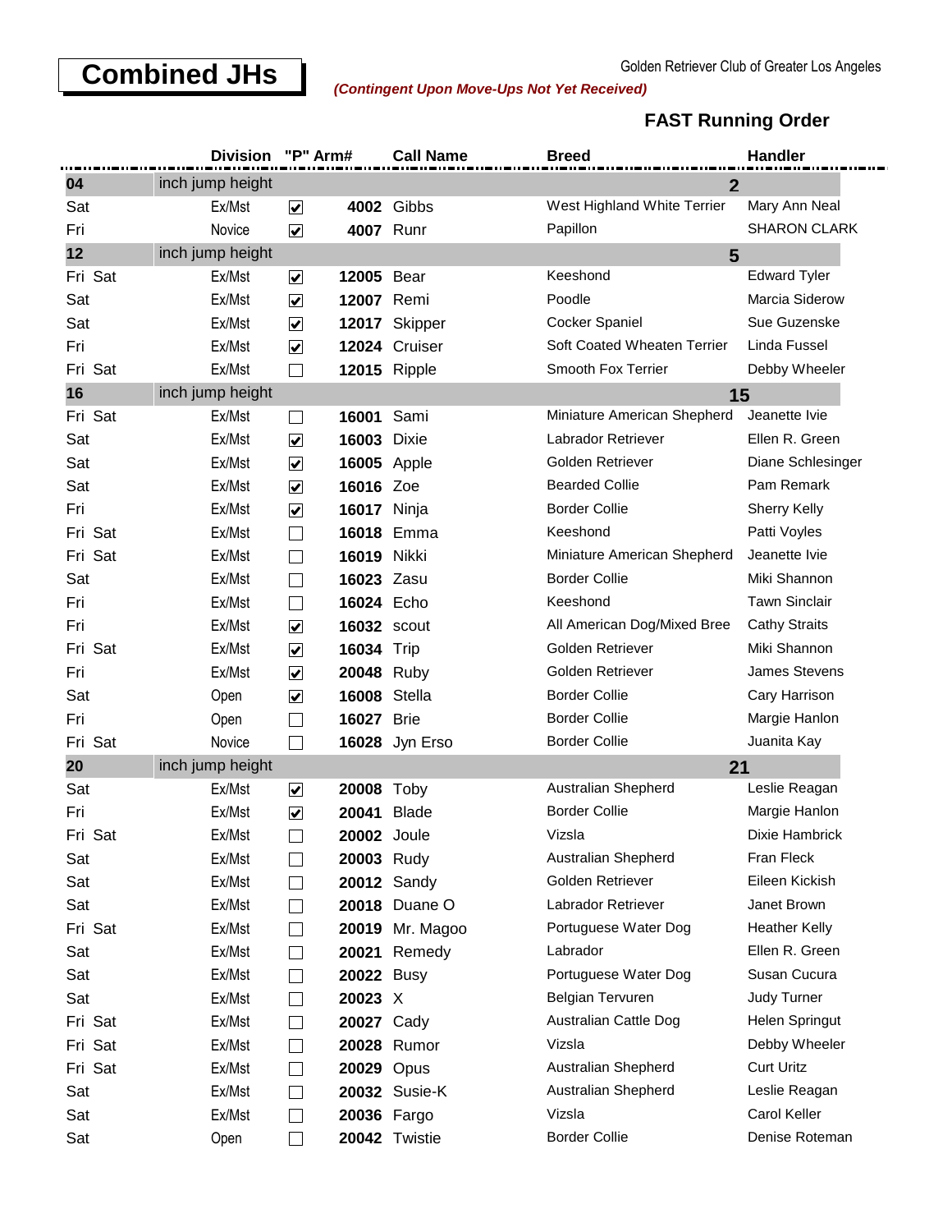# Combined JHs

Golden Retriever Club of Greater Los Angeles

*(Contingent Upon Move-Ups Not Yet Received)*

## FAST Running Order

| | Division | "P" | Arm# | Call Name | Breed | Handler |
|---|---|---|---|---|---|---|
| **04** | inch jump height | | | | **2** | |
| Sat | Ex/Mst | ☑ | **4002** | Gibbs | West Highland White Terrier | Mary Ann Neal |
| Fri | Novice | ☑ | **4007** | Runr | Papillon | SHARON CLARK |
| **12** | inch jump height | | | | **5** | |
| Fri Sat | Ex/Mst | ☑ | **12005** | Bear | Keeshond | Edward Tyler |
| Sat | Ex/Mst | ☑ | **12007** | Remi | Poodle | Marcia Siderow |
| Sat | Ex/Mst | ☑ | **12017** | Skipper | Cocker Spaniel | Sue Guzenske |
| Fri | Ex/Mst | ☑ | **12024** | Cruiser | Soft Coated Wheaten Terrier | Linda Fussel |
| Fri Sat | Ex/Mst | ☐ | **12015** | Ripple | Smooth Fox Terrier | Debby Wheeler |
| **16** | inch jump height | | | | **15** | |
| Fri Sat | Ex/Mst | ☐ | **16001** | Sami | Miniature American Shepherd | Jeanette Ivie |
| Sat | Ex/Mst | ☑ | **16003** | Dixie | Labrador Retriever | Ellen R. Green |
| Sat | Ex/Mst | ☑ | **16005** | Apple | Golden Retriever | Diane Schlesinger |
| Sat | Ex/Mst | ☑ | **16016** | Zoe | Bearded Collie | Pam Remark |
| Fri | Ex/Mst | ☑ | **16017** | Ninja | Border Collie | Sherry Kelly |
| Fri Sat | Ex/Mst | ☐ | **16018** | Emma | Keeshond | Patti Voyles |
| Fri Sat | Ex/Mst | ☐ | **16019** | Nikki | Miniature American Shepherd | Jeanette Ivie |
| Sat | Ex/Mst | ☐ | **16023** | Zasu | Border Collie | Miki Shannon |
| Fri | Ex/Mst | ☐ | **16024** | Echo | Keeshond | Tawn Sinclair |
| Fri | Ex/Mst | ☑ | **16032** | scout | All American Dog/Mixed Bree | Cathy Straits |
| Fri Sat | Ex/Mst | ☑ | **16034** | Trip | Golden Retriever | Miki Shannon |
| Fri | Ex/Mst | ☑ | **20048** | Ruby | Golden Retriever | James Stevens |
| Sat | Open | ☑ | **16008** | Stella | Border Collie | Cary Harrison |
| Fri | Open | ☐ | **16027** | Brie | Border Collie | Margie Hanlon |
| Fri Sat | Novice | ☐ | **16028** | Jyn Erso | Border Collie | Juanita Kay |
| **20** | inch jump height | | | | **21** | |
| Sat | Ex/Mst | ☑ | **20008** | Toby | Australian Shepherd | Leslie Reagan |
| Fri | Ex/Mst | ☑ | **20041** | Blade | Border Collie | Margie Hanlon |
| Fri Sat | Ex/Mst | ☐ | **20002** | Joule | Vizsla | Dixie Hambrick |
| Sat | Ex/Mst | ☐ | **20003** | Rudy | Australian Shepherd | Fran Fleck |
| Sat | Ex/Mst | ☐ | **20012** | Sandy | Golden Retriever | Eileen Kickish |
| Sat | Ex/Mst | ☐ | **20018** | Duane O | Labrador Retriever | Janet Brown |
| Fri Sat | Ex/Mst | ☐ | **20019** | Mr. Magoo | Portuguese Water Dog | Heather Kelly |
| Sat | Ex/Mst | ☐ | **20021** | Remedy | Labrador | Ellen R. Green |
| Sat | Ex/Mst | ☐ | **20022** | Busy | Portuguese Water Dog | Susan Cucura |
| Sat | Ex/Mst | ☐ | **20023** | X | Belgian Tervuren | Judy Turner |
| Fri Sat | Ex/Mst | ☐ | **20027** | Cady | Australian Cattle Dog | Helen Springut |
| Fri Sat | Ex/Mst | ☐ | **20028** | Rumor | Vizsla | Debby Wheeler |
| Fri Sat | Ex/Mst | ☐ | **20029** | Opus | Australian Shepherd | Curt Uritz |
| Sat | Ex/Mst | ☐ | **20032** | Susie-K | Australian Shepherd | Leslie Reagan |
| Sat | Ex/Mst | ☐ | **20036** | Fargo | Vizsla | Carol Keller |
| Sat | Open | ☐ | **20042** | Twistie | Border Collie | Denise Roteman |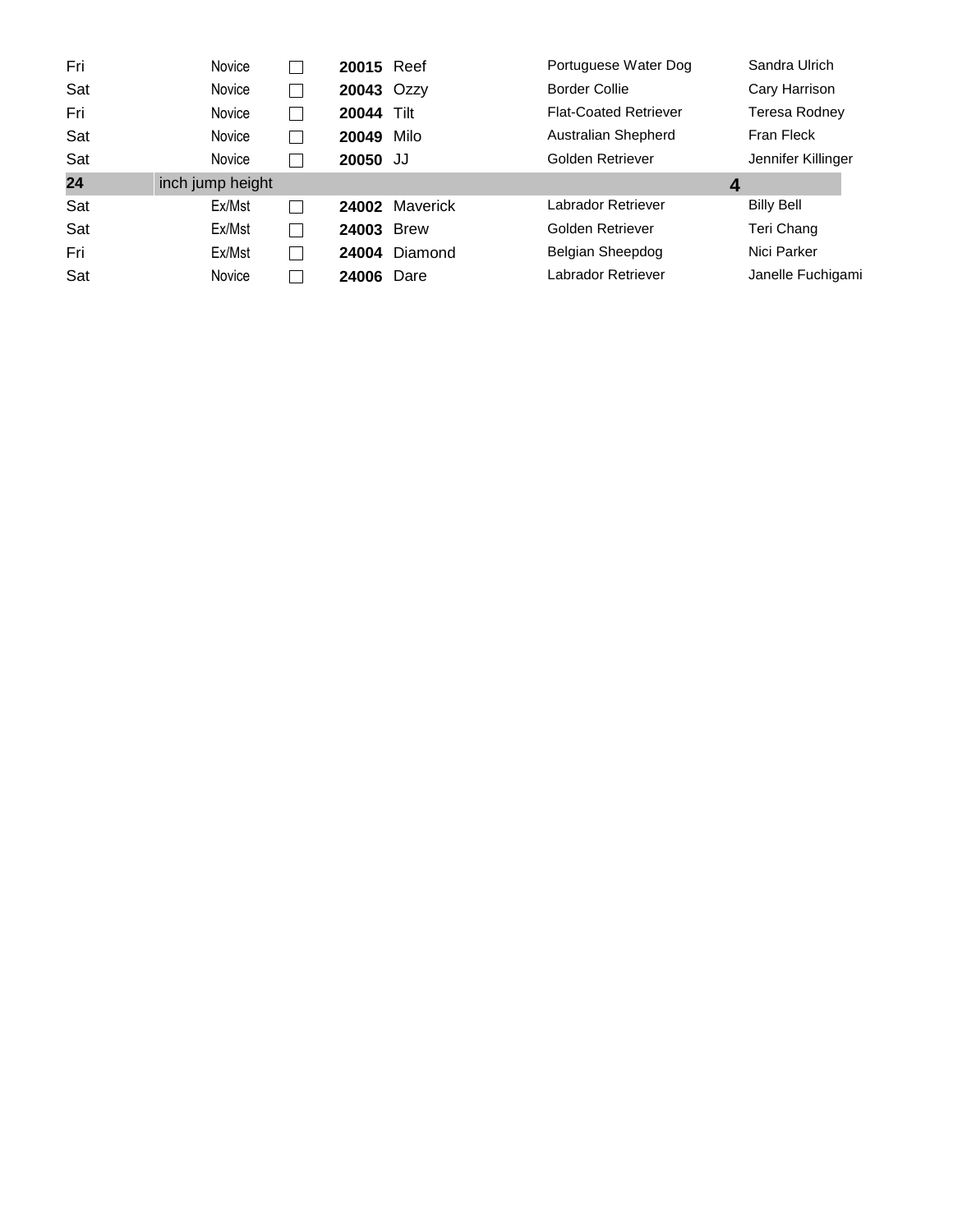| Day | Class | | Number | Dog | Breed | Handler |
|---|---|---|---|---|---|---|
| Fri | Novice | ☐ | **20015** | Reef | Portuguese Water Dog | Sandra Ulrich |
| Sat | Novice | ☐ | **20043** | Ozzy | Border Collie | Cary Harrison |
| Fri | Novice | ☐ | **20044** | Tilt | Flat-Coated Retriever | Teresa Rodney |
| Sat | Novice | ☐ | **20049** | Milo | Australian Shepherd | Fran Fleck |
| Sat | Novice | ☐ | **20050** | JJ | Golden Retriever | Jennifer Killinger |
| **24** | inch jump height | | | | | **4** |
| Sat | Ex/Mst | ☐ | **24002** | Maverick | Labrador Retriever | Billy Bell |
| Sat | Ex/Mst | ☐ | **24003** | Brew | Golden Retriever | Teri Chang |
| Fri | Ex/Mst | ☐ | **24004** | Diamond | Belgian Sheepdog | Nici Parker |
| Sat | Novice | ☐ | **24006** | Dare | Labrador Retriever | Janelle Fuchigami |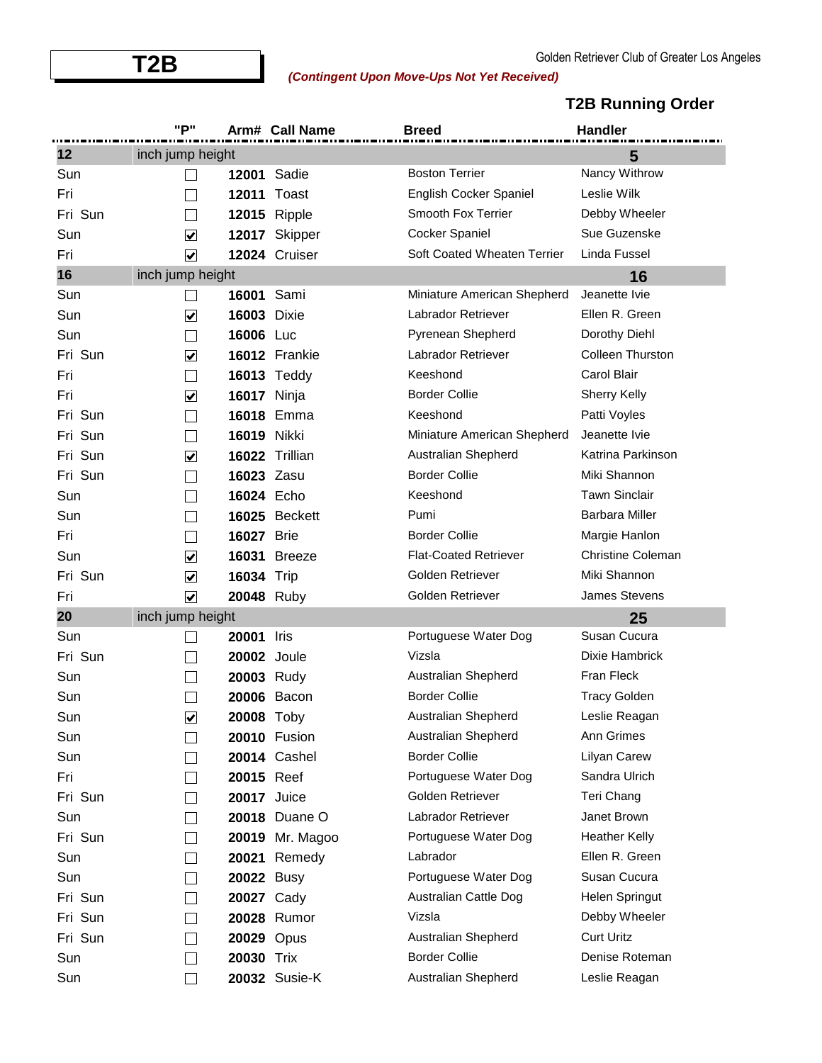# T2B

Golden Retriever Club of Greater Los Angeles

***(Contingent Upon Move-Ups Not Yet Received)***

## T2B Running Order

| | "P" | Arm# | Call Name | Breed | Handler |
|---|---|---|---|---|---|
| **12** | inch jump height | | | | **5** |
| Sun | ☐ | **12001** | Sadie | Boston Terrier | Nancy Withrow |
| Fri | ☐ | **12011** | Toast | English Cocker Spaniel | Leslie Wilk |
| Fri Sun | ☐ | **12015** | Ripple | Smooth Fox Terrier | Debby Wheeler |
| Sun | ☑ | **12017** | Skipper | Cocker Spaniel | Sue Guzenske |
| Fri | ☑ | **12024** | Cruiser | Soft Coated Wheaten Terrier | Linda Fussel |
| **16** | inch jump height | | | | **16** |
| Sun | ☐ | **16001** | Sami | Miniature American Shepherd | Jeanette Ivie |
| Sun | ☑ | **16003** | Dixie | Labrador Retriever | Ellen R. Green |
| Sun | ☐ | **16006** | Luc | Pyrenean Shepherd | Dorothy Diehl |
| Fri Sun | ☑ | **16012** | Frankie | Labrador Retriever | Colleen Thurston |
| Fri | ☐ | **16013** | Teddy | Keeshond | Carol Blair |
| Fri | ☑ | **16017** | Ninja | Border Collie | Sherry Kelly |
| Fri Sun | ☐ | **16018** | Emma | Keeshond | Patti Voyles |
| Fri Sun | ☐ | **16019** | Nikki | Miniature American Shepherd | Jeanette Ivie |
| Fri Sun | ☑ | **16022** | Trillian | Australian Shepherd | Katrina Parkinson |
| Fri Sun | ☐ | **16023** | Zasu | Border Collie | Miki Shannon |
| Sun | ☐ | **16024** | Echo | Keeshond | Tawn Sinclair |
| Sun | ☐ | **16025** | Beckett | Pumi | Barbara Miller |
| Fri | ☐ | **16027** | Brie | Border Collie | Margie Hanlon |
| Sun | ☑ | **16031** | Breeze | Flat-Coated Retriever | Christine Coleman |
| Fri Sun | ☑ | **16034** | Trip | Golden Retriever | Miki Shannon |
| Fri | ☑ | **20048** | Ruby | Golden Retriever | James Stevens |
| **20** | inch jump height | | | | **25** |
| Sun | ☐ | **20001** | Iris | Portuguese Water Dog | Susan Cucura |
| Fri Sun | ☐ | **20002** | Joule | Vizsla | Dixie Hambrick |
| Sun | ☐ | **20003** | Rudy | Australian Shepherd | Fran Fleck |
| Sun | ☐ | **20006** | Bacon | Border Collie | Tracy Golden |
| Sun | ☑ | **20008** | Toby | Australian Shepherd | Leslie Reagan |
| Sun | ☐ | **20010** | Fusion | Australian Shepherd | Ann Grimes |
| Sun | ☐ | **20014** | Cashel | Border Collie | Lilyan Carew |
| Fri | ☐ | **20015** | Reef | Portuguese Water Dog | Sandra Ulrich |
| Fri Sun | ☐ | **20017** | Juice | Golden Retriever | Teri Chang |
| Sun | ☐ | **20018** | Duane O | Labrador Retriever | Janet Brown |
| Fri Sun | ☐ | **20019** | Mr. Magoo | Portuguese Water Dog | Heather Kelly |
| Sun | ☐ | **20021** | Remedy | Labrador | Ellen R. Green |
| Sun | ☐ | **20022** | Busy | Portuguese Water Dog | Susan Cucura |
| Fri Sun | ☐ | **20027** | Cady | Australian Cattle Dog | Helen Springut |
| Fri Sun | ☐ | **20028** | Rumor | Vizsla | Debby Wheeler |
| Fri Sun | ☐ | **20029** | Opus | Australian Shepherd | Curt Uritz |
| Sun | ☐ | **20030** | Trix | Border Collie | Denise Roteman |
| Sun | ☐ | **20032** | Susie-K | Australian Shepherd | Leslie Reagan |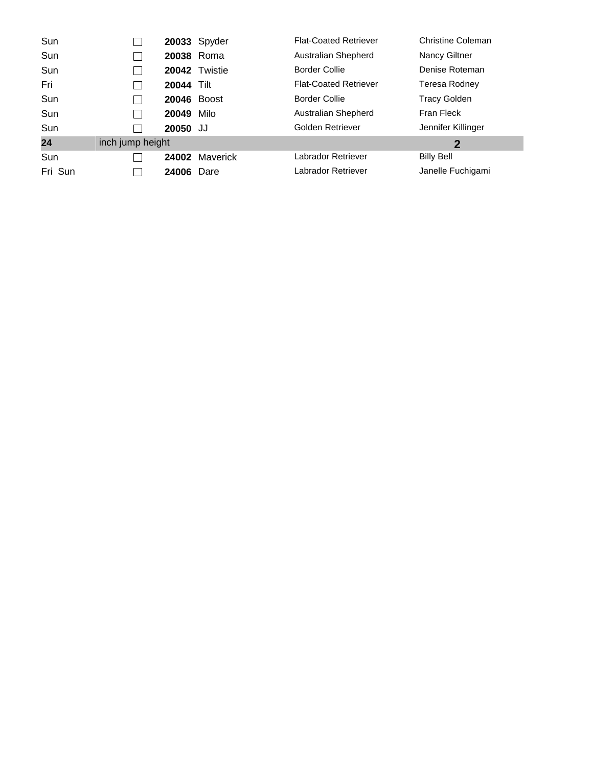| | | | | | |
|---|---|---|---|---|---|
| Sun | ☐ | **20033** | Spyder | Flat-Coated Retriever | Christine Coleman |
| Sun | ☐ | **20038** | Roma | Australian Shepherd | Nancy Giltner |
| Sun | ☐ | **20042** | Twistie | Border Collie | Denise Roteman |
| Fri | ☐ | **20044** | Tilt | Flat-Coated Retriever | Teresa Rodney |
| Sun | ☐ | **20046** | Boost | Border Collie | Tracy Golden |
| Sun | ☐ | **20049** | Milo | Australian Shepherd | Fran Fleck |
| Sun | ☐ | **20050** | JJ | Golden Retriever | Jennifer Killinger |
| **24** | inch jump height | | | | **2** |
| Sun | ☐ | **24002** | Maverick | Labrador Retriever | Billy Bell |
| Fri Sun | ☐ | **24006** | Dare | Labrador Retriever | Janelle Fuchigami |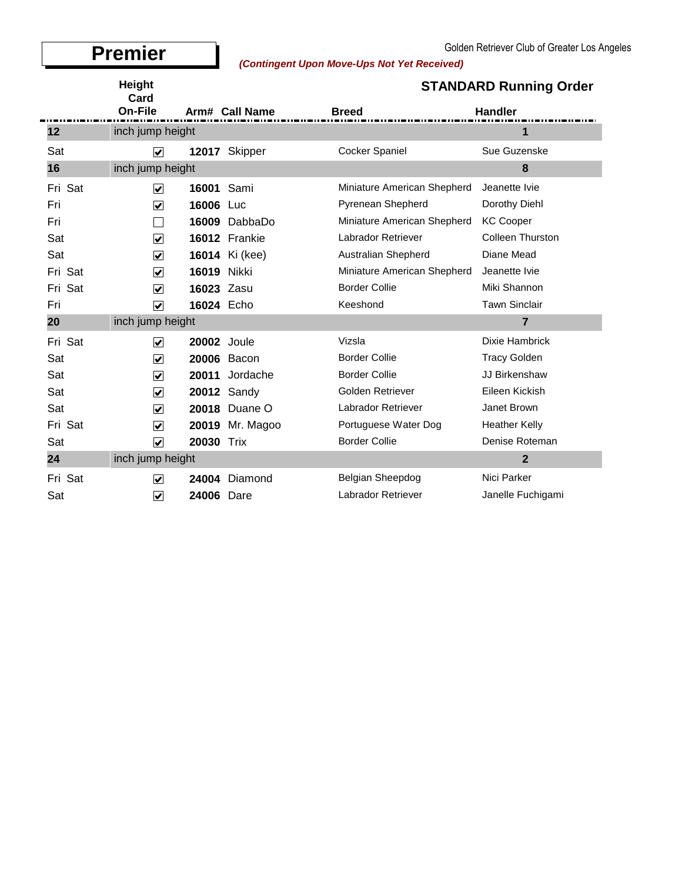# Premier

Golden Retriever Club of Greater Los Angeles

***(Contingent Upon Move-Ups Not Yet Received)***

## STANDARD Running Order

| | Height Card On-File | Arm# | Call Name | Breed | Handler |
|---|---|---|---|---|---|
| **12** | inch jump height | | | | **1** |
| Sat | ☑ | **12017** | Skipper | Cocker Spaniel | Sue Guzenske |
| **16** | inch jump height | | | | **8** |
| Fri Sat | ☑ | **16001** | Sami | Miniature American Shepherd | Jeanette Ivie |
| Fri | ☑ | **16006** | Luc | Pyrenean Shepherd | Dorothy Diehl |
| Fri | ☐ | **16009** | DabbaDo | Miniature American Shepherd | KC Cooper |
| Sat | ☑ | **16012** | Frankie | Labrador Retriever | Colleen Thurston |
| Sat | ☑ | **16014** | Ki (kee) | Australian Shepherd | Diane Mead |
| Fri Sat | ☑ | **16019** | Nikki | Miniature American Shepherd | Jeanette Ivie |
| Fri Sat | ☑ | **16023** | Zasu | Border Collie | Miki Shannon |
| Fri | ☑ | **16024** | Echo | Keeshond | Tawn Sinclair |
| **20** | inch jump height | | | | **7** |
| Fri Sat | ☑ | **20002** | Joule | Vizsla | Dixie Hambrick |
| Sat | ☑ | **20006** | Bacon | Border Collie | Tracy Golden |
| Sat | ☑ | **20011** | Jordache | Border Collie | JJ Birkenshaw |
| Sat | ☑ | **20012** | Sandy | Golden Retriever | Eileen Kickish |
| Sat | ☑ | **20018** | Duane O | Labrador Retriever | Janet Brown |
| Fri Sat | ☑ | **20019** | Mr. Magoo | Portuguese Water Dog | Heather Kelly |
| Sat | ☑ | **20030** | Trix | Border Collie | Denise Roteman |
| **24** | inch jump height | | | | **2** |
| Fri Sat | ☑ | **24004** | Diamond | Belgian Sheepdog | Nici Parker |
| Sat | ☑ | **24006** | Dare | Labrador Retriever | Janelle Fuchigami |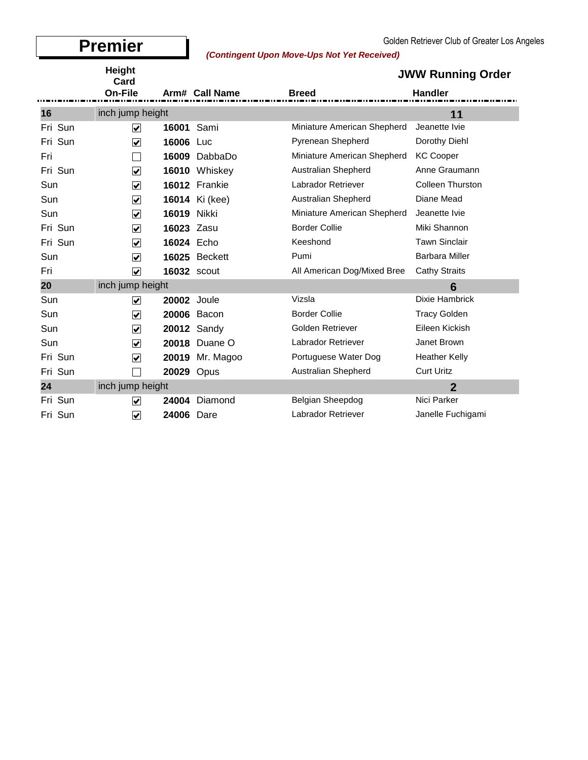# Premier

Golden Retriever Club of Greater Los Angeles

***(Contingent Upon Move-Ups Not Yet Received)***

## JWW Running Order

| | Height Card On-File | Arm# | Call Name | Breed | Handler |
|---|---|---|---|---|---|
| **16** | inch jump height | | | | **11** |
| Fri Sun | ☑ | **16001** | Sami | Miniature American Shepherd | Jeanette Ivie |
| Fri Sun | ☑ | **16006** | Luc | Pyrenean Shepherd | Dorothy Diehl |
| Fri | ☐ | **16009** | DabbaDo | Miniature American Shepherd | KC Cooper |
| Fri Sun | ☑ | **16010** | Whiskey | Australian Shepherd | Anne Graumann |
| Sun | ☑ | **16012** | Frankie | Labrador Retriever | Colleen Thurston |
| Sun | ☑ | **16014** | Ki (kee) | Australian Shepherd | Diane Mead |
| Sun | ☑ | **16019** | Nikki | Miniature American Shepherd | Jeanette Ivie |
| Fri Sun | ☑ | **16023** | Zasu | Border Collie | Miki Shannon |
| Fri Sun | ☑ | **16024** | Echo | Keeshond | Tawn Sinclair |
| Sun | ☑ | **16025** | Beckett | Pumi | Barbara Miller |
| Fri | ☑ | **16032** | scout | All American Dog/Mixed Bree | Cathy Straits |
| **20** | inch jump height | | | | **6** |
| Sun | ☑ | **20002** | Joule | Vizsla | Dixie Hambrick |
| Sun | ☑ | **20006** | Bacon | Border Collie | Tracy Golden |
| Sun | ☑ | **20012** | Sandy | Golden Retriever | Eileen Kickish |
| Sun | ☑ | **20018** | Duane O | Labrador Retriever | Janet Brown |
| Fri Sun | ☑ | **20019** | Mr. Magoo | Portuguese Water Dog | Heather Kelly |
| Fri Sun | ☐ | **20029** | Opus | Australian Shepherd | Curt Uritz |
| **24** | inch jump height | | | | **2** |
| Fri Sun | ☑ | **24004** | Diamond | Belgian Sheepdog | Nici Parker |
| Fri Sun | ☑ | **24006** | Dare | Labrador Retriever | Janelle Fuchigami |